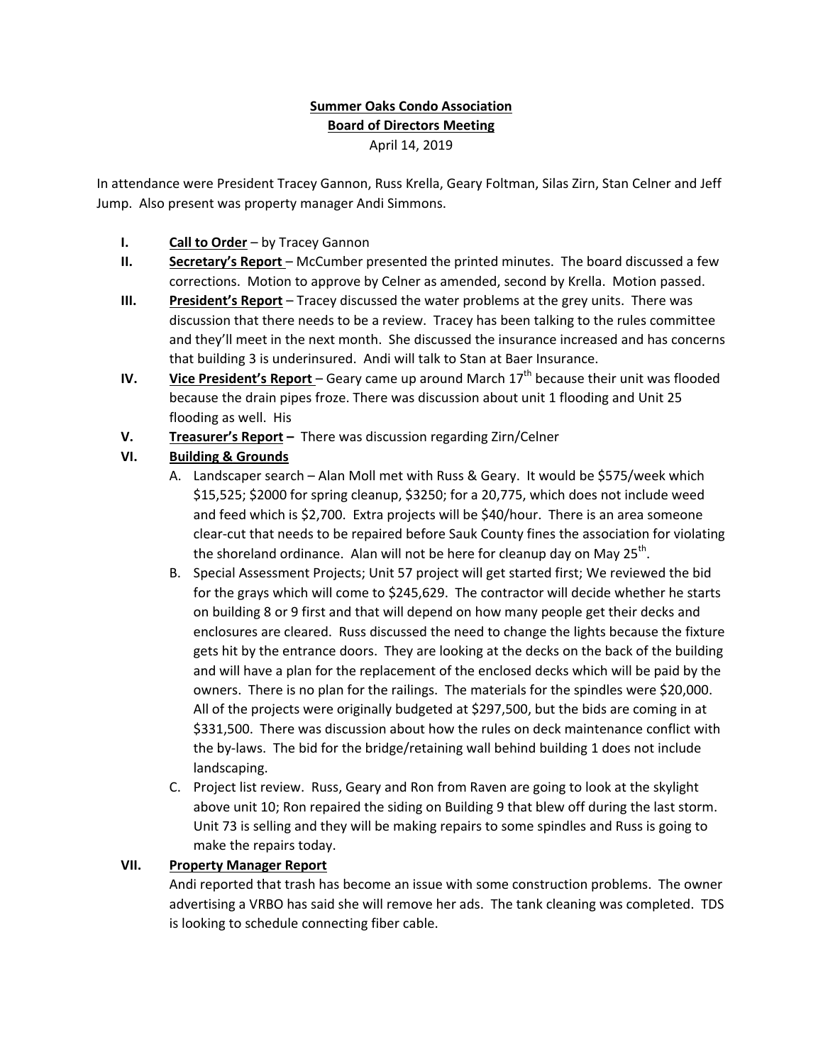**Summer Oaks Condo Association**
**Board of Directors Meeting**
April 14, 2019

In attendance were President Tracey Gannon, Russ Krella, Geary Foltman, Silas Zirn, Stan Celner and Jeff Jump. Also present was property manager Andi Simmons.

I. **Call to Order** – by Tracey Gannon

II. **Secretary's Report** – McCumber presented the printed minutes. The board discussed a few corrections. Motion to approve by Celner as amended, second by Krella. Motion passed.

III. **President's Report** – Tracey discussed the water problems at the grey units. There was discussion that there needs to be a review. Tracey has been talking to the rules committee and they'll meet in the next month. She discussed the insurance increased and has concerns that building 3 is underinsured. Andi will talk to Stan at Baer Insurance.

IV. **Vice President's Report** – Geary came up around March 17th because their unit was flooded because the drain pipes froze. There was discussion about unit 1 flooding and Unit 25 flooding as well. His

V. **Treasurer's Report** – There was discussion regarding Zirn/Celner

VI. **Building & Grounds**

   A. Landscaper search – Alan Moll met with Russ & Geary. It would be $575/week which $15,525; $2000 for spring cleanup, $3250; for a 20,775, which does not include weed and feed which is $2,700. Extra projects will be $40/hour. There is an area someone clear-cut that needs to be repaired before Sauk County fines the association for violating the shoreland ordinance. Alan will not be here for cleanup day on May 25th.

   B. Special Assessment Projects; Unit 57 project will get started first; We reviewed the bid for the grays which will come to $245,629. The contractor will decide whether he starts on building 8 or 9 first and that will depend on how many people get their decks and enclosures are cleared. Russ discussed the need to change the lights because the fixture gets hit by the entrance doors. They are looking at the decks on the back of the building and will have a plan for the replacement of the enclosed decks which will be paid by the owners. There is no plan for the railings. The materials for the spindles were $20,000. All of the projects were originally budgeted at $297,500, but the bids are coming in at $331,500. There was discussion about how the rules on deck maintenance conflict with the by-laws. The bid for the bridge/retaining wall behind building 1 does not include landscaping.

   C. Project list review. Russ, Geary and Ron from Raven are going to look at the skylight above unit 10; Ron repaired the siding on Building 9 that blew off during the last storm. Unit 73 is selling and they will be making repairs to some spindles and Russ is going to make the repairs today.

VII. **Property Manager Report**

Andi reported that trash has become an issue with some construction problems. The owner advertising a VRBO has said she will remove her ads. The tank cleaning was completed. TDS is looking to schedule connecting fiber cable.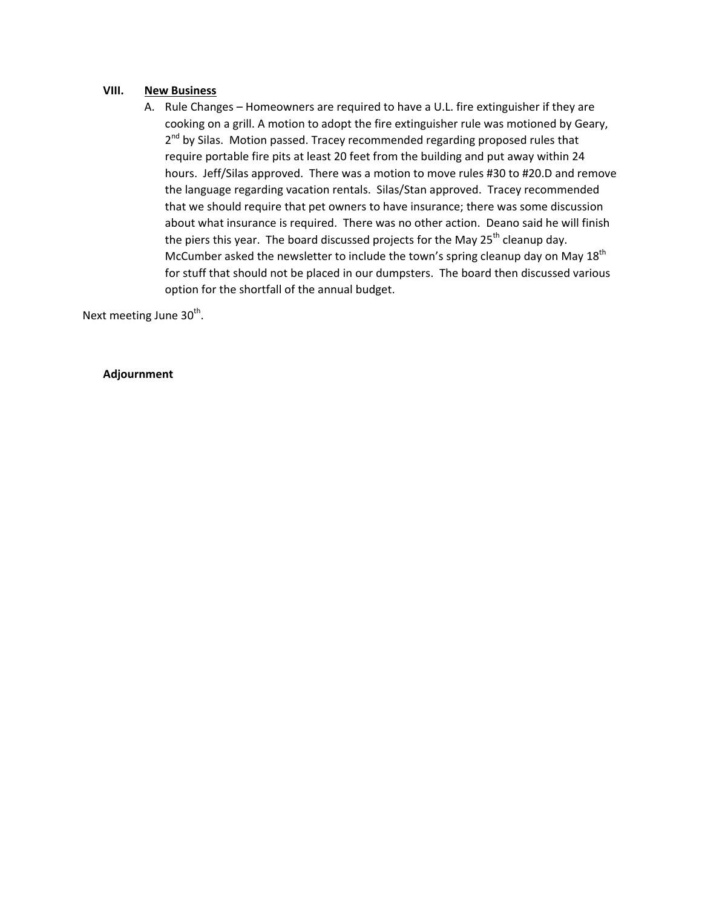## VIII. New Business

A. Rule Changes – Homeowners are required to have a U.L. fire extinguisher if they are cooking on a grill. A motion to adopt the fire extinguisher rule was motioned by Geary, 2nd by Silas. Motion passed. Tracey recommended regarding proposed rules that require portable fire pits at least 20 feet from the building and put away within 24 hours. Jeff/Silas approved. There was a motion to move rules #30 to #20.D and remove the language regarding vacation rentals. Silas/Stan approved. Tracey recommended that we should require that pet owners to have insurance; there was some discussion about what insurance is required. There was no other action. Deano said he will finish the piers this year. The board discussed projects for the May 25th cleanup day. McCumber asked the newsletter to include the town's spring cleanup day on May 18th for stuff that should not be placed in our dumpsters. The board then discussed various option for the shortfall of the annual budget.

Next meeting June 30th.

**Adjournment**